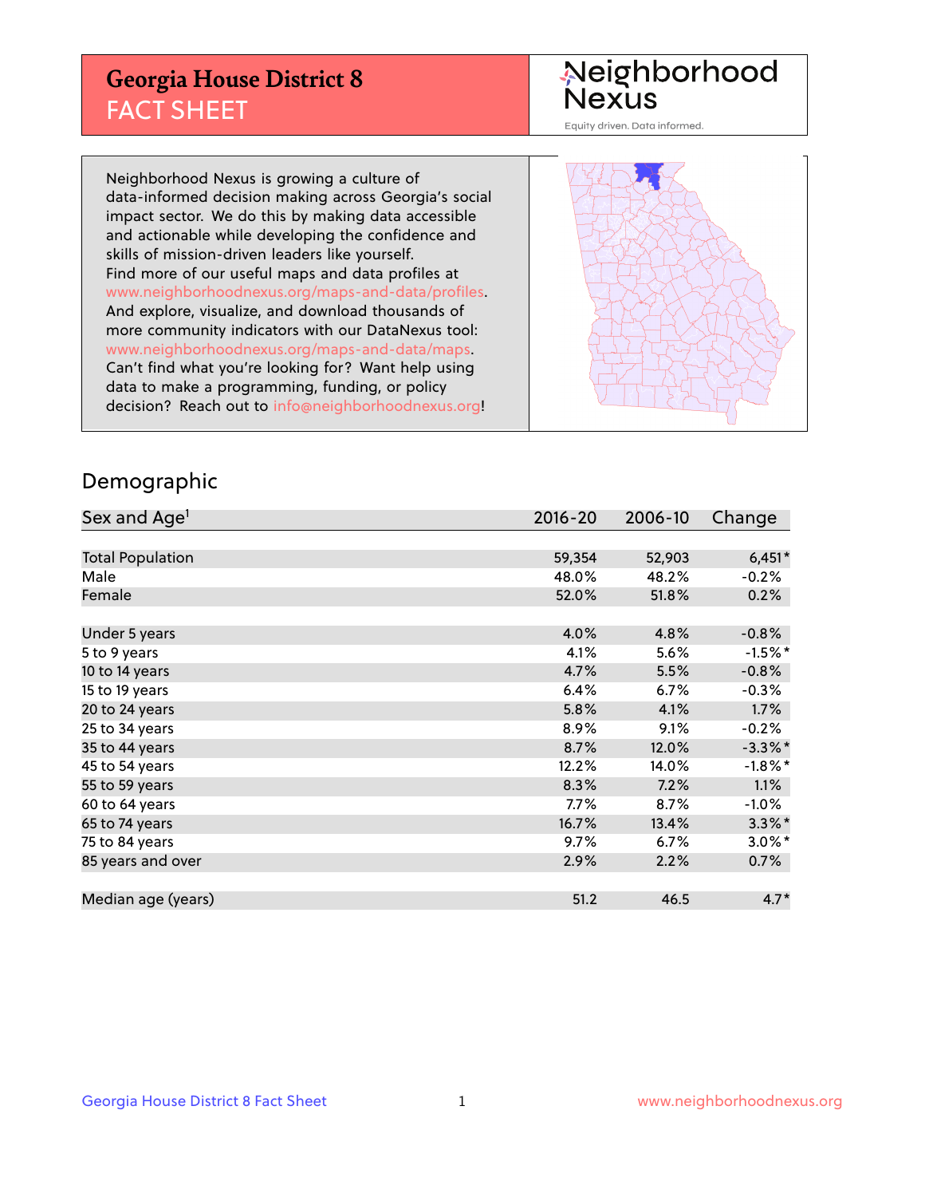# Georgia House District 8
## FACT SHEET

Neighborhood Nexus
Equity driven. Data informed.

Neighborhood Nexus is growing a culture of data-informed decision making across Georgia's social impact sector. We do this by making data accessible and actionable while developing the confidence and skills of mission-driven leaders like yourself. Find more of our useful maps and data profiles at www.neighborhoodnexus.org/maps-and-data/profiles. And explore, visualize, and download thousands of more community indicators with our DataNexus tool: www.neighborhoodnexus.org/maps-and-data/maps. Can't find what you're looking for? Want help using data to make a programming, funding, or policy decision? Reach out to info@neighborhoodnexus.org!

## Demographic

| Sex and Age[1] | 2016-20 | 2006-10 | Change |
|---|---|---|---|
| Total Population | 59,354 | 52,903 | 6,451* |
| Male | 48.0% | 48.2% | -0.2% |
| Female | 52.0% | 51.8% | 0.2% |
| | | | |
| Under 5 years | 4.0% | 4.8% | -0.8% |
| 5 to 9 years | 4.1% | 5.6% | -1.5%* |
| 10 to 14 years | 4.7% | 5.5% | -0.8% |
| 15 to 19 years | 6.4% | 6.7% | -0.3% |
| 20 to 24 years | 5.8% | 4.1% | 1.7% |
| 25 to 34 years | 8.9% | 9.1% | -0.2% |
| 35 to 44 years | 8.7% | 12.0% | -3.3%* |
| 45 to 54 years | 12.2% | 14.0% | -1.8%* |
| 55 to 59 years | 8.3% | 7.2% | 1.1% |
| 60 to 64 years | 7.7% | 8.7% | -1.0% |
| 65 to 74 years | 16.7% | 13.4% | 3.3%* |
| 75 to 84 years | 9.7% | 6.7% | 3.0%* |
| 85 years and over | 2.9% | 2.2% | 0.7% |
| | | | |
| Median age (years) | 51.2 | 46.5 | 4.7* |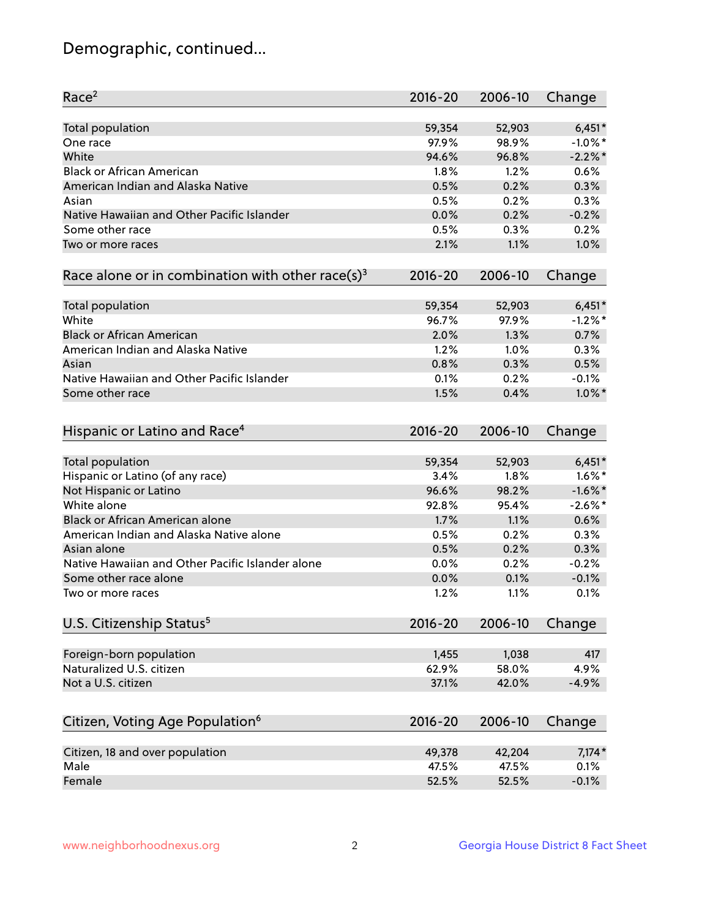# Demographic, continued...

| Race[2] | 2016-20 | 2006-10 | Change |
|---|---|---|---|
| Total population | 59,354 | 52,903 | 6,451* |
| One race | 97.9% | 98.9% | -1.0%* |
| White | 94.6% | 96.8% | -2.2%* |
| Black or African American | 1.8% | 1.2% | 0.6% |
| American Indian and Alaska Native | 0.5% | 0.2% | 0.3% |
| Asian | 0.5% | 0.2% | 0.3% |
| Native Hawaiian and Other Pacific Islander | 0.0% | 0.2% | -0.2% |
| Some other race | 0.5% | 0.3% | 0.2% |
| Two or more races | 2.1% | 1.1% | 1.0% |

| Race alone or in combination with other race(s)[3] | 2016-20 | 2006-10 | Change |
|---|---|---|---|
| Total population | 59,354 | 52,903 | 6,451* |
| White | 96.7% | 97.9% | -1.2%* |
| Black or African American | 2.0% | 1.3% | 0.7% |
| American Indian and Alaska Native | 1.2% | 1.0% | 0.3% |
| Asian | 0.8% | 0.3% | 0.5% |
| Native Hawaiian and Other Pacific Islander | 0.1% | 0.2% | -0.1% |
| Some other race | 1.5% | 0.4% | 1.0%* |

| Hispanic or Latino and Race[4] | 2016-20 | 2006-10 | Change |
|---|---|---|---|
| Total population | 59,354 | 52,903 | 6,451* |
| Hispanic or Latino (of any race) | 3.4% | 1.8% | 1.6%* |
| Not Hispanic or Latino | 96.6% | 98.2% | -1.6%* |
| White alone | 92.8% | 95.4% | -2.6%* |
| Black or African American alone | 1.7% | 1.1% | 0.6% |
| American Indian and Alaska Native alone | 0.5% | 0.2% | 0.3% |
| Asian alone | 0.5% | 0.2% | 0.3% |
| Native Hawaiian and Other Pacific Islander alone | 0.0% | 0.2% | -0.2% |
| Some other race alone | 0.0% | 0.1% | -0.1% |
| Two or more races | 1.2% | 1.1% | 0.1% |

| U.S. Citizenship Status[5] | 2016-20 | 2006-10 | Change |
|---|---|---|---|
| Foreign-born population | 1,455 | 1,038 | 417 |
| Naturalized U.S. citizen | 62.9% | 58.0% | 4.9% |
| Not a U.S. citizen | 37.1% | 42.0% | -4.9% |

| Citizen, Voting Age Population[6] | 2016-20 | 2006-10 | Change |
|---|---|---|---|
| Citizen, 18 and over population | 49,378 | 42,204 | 7,174* |
| Male | 47.5% | 47.5% | 0.1% |
| Female | 52.5% | 52.5% | -0.1% |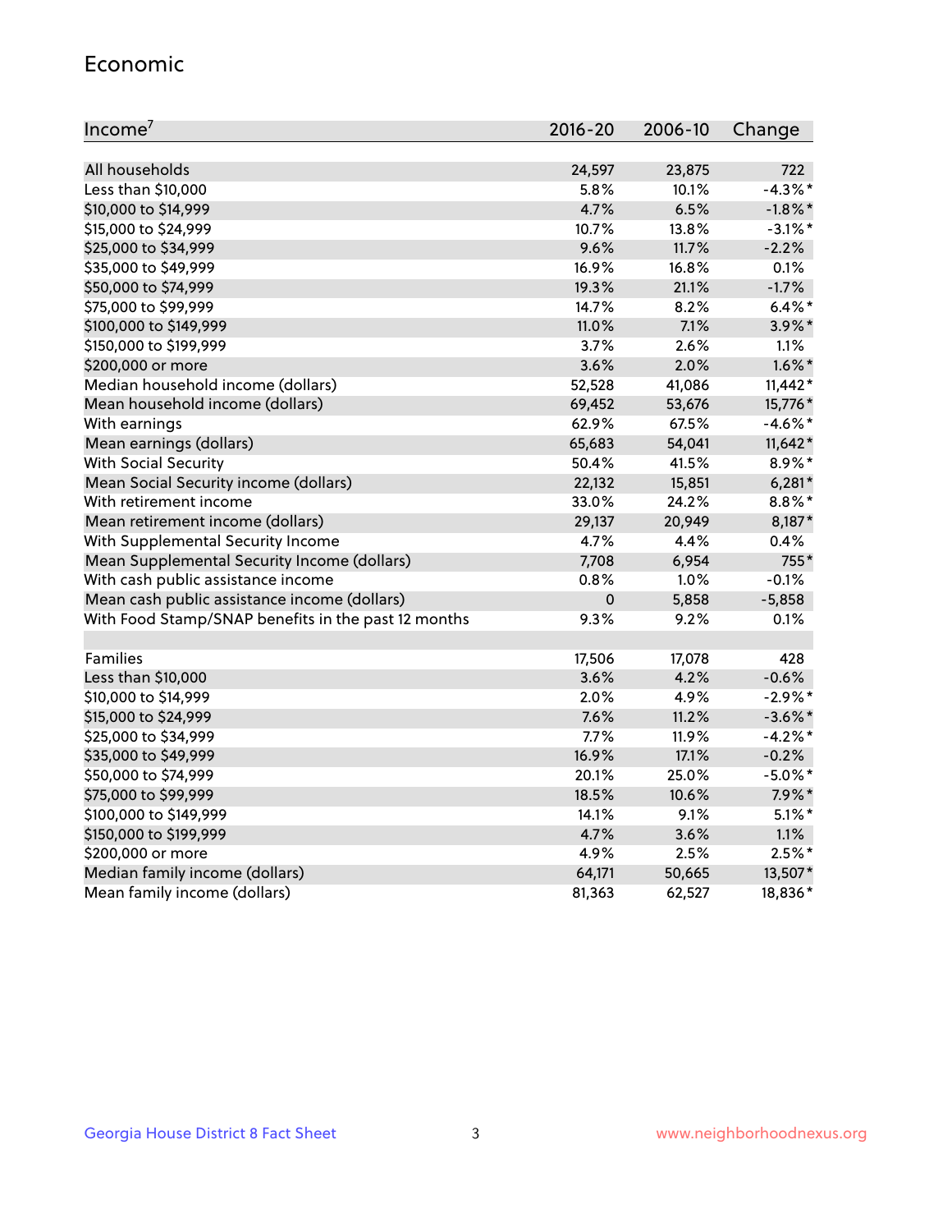## Economic

| Income[7] | 2016-20 | 2006-10 | Change |
|---|---|---|---|
| All households | 24,597 | 23,875 | 722 |
| Less than $10,000 | 5.8% | 10.1% | -4.3%* |
| $10,000 to $14,999 | 4.7% | 6.5% | -1.8%* |
| $15,000 to $24,999 | 10.7% | 13.8% | -3.1%* |
| $25,000 to $34,999 | 9.6% | 11.7% | -2.2% |
| $35,000 to $49,999 | 16.9% | 16.8% | 0.1% |
| $50,000 to $74,999 | 19.3% | 21.1% | -1.7% |
| $75,000 to $99,999 | 14.7% | 8.2% | 6.4%* |
| $100,000 to $149,999 | 11.0% | 7.1% | 3.9%* |
| $150,000 to $199,999 | 3.7% | 2.6% | 1.1% |
| $200,000 or more | 3.6% | 2.0% | 1.6%* |
| Median household income (dollars) | 52,528 | 41,086 | 11,442* |
| Mean household income (dollars) | 69,452 | 53,676 | 15,776* |
| With earnings | 62.9% | 67.5% | -4.6%* |
| Mean earnings (dollars) | 65,683 | 54,041 | 11,642* |
| With Social Security | 50.4% | 41.5% | 8.9%* |
| Mean Social Security income (dollars) | 22,132 | 15,851 | 6,281* |
| With retirement income | 33.0% | 24.2% | 8.8%* |
| Mean retirement income (dollars) | 29,137 | 20,949 | 8,187* |
| With Supplemental Security Income | 4.7% | 4.4% | 0.4% |
| Mean Supplemental Security Income (dollars) | 7,708 | 6,954 | 755* |
| With cash public assistance income | 0.8% | 1.0% | -0.1% |
| Mean cash public assistance income (dollars) | 0 | 5,858 | -5,858 |
| With Food Stamp/SNAP benefits in the past 12 months | 9.3% | 9.2% | 0.1% |
| | | | |
| Families | 17,506 | 17,078 | 428 |
| Less than $10,000 | 3.6% | 4.2% | -0.6% |
| $10,000 to $14,999 | 2.0% | 4.9% | -2.9%* |
| $15,000 to $24,999 | 7.6% | 11.2% | -3.6%* |
| $25,000 to $34,999 | 7.7% | 11.9% | -4.2%* |
| $35,000 to $49,999 | 16.9% | 17.1% | -0.2% |
| $50,000 to $74,999 | 20.1% | 25.0% | -5.0%* |
| $75,000 to $99,999 | 18.5% | 10.6% | 7.9%* |
| $100,000 to $149,999 | 14.1% | 9.1% | 5.1%* |
| $150,000 to $199,999 | 4.7% | 3.6% | 1.1% |
| $200,000 or more | 4.9% | 2.5% | 2.5%* |
| Median family income (dollars) | 64,171 | 50,665 | 13,507* |
| Mean family income (dollars) | 81,363 | 62,527 | 18,836* |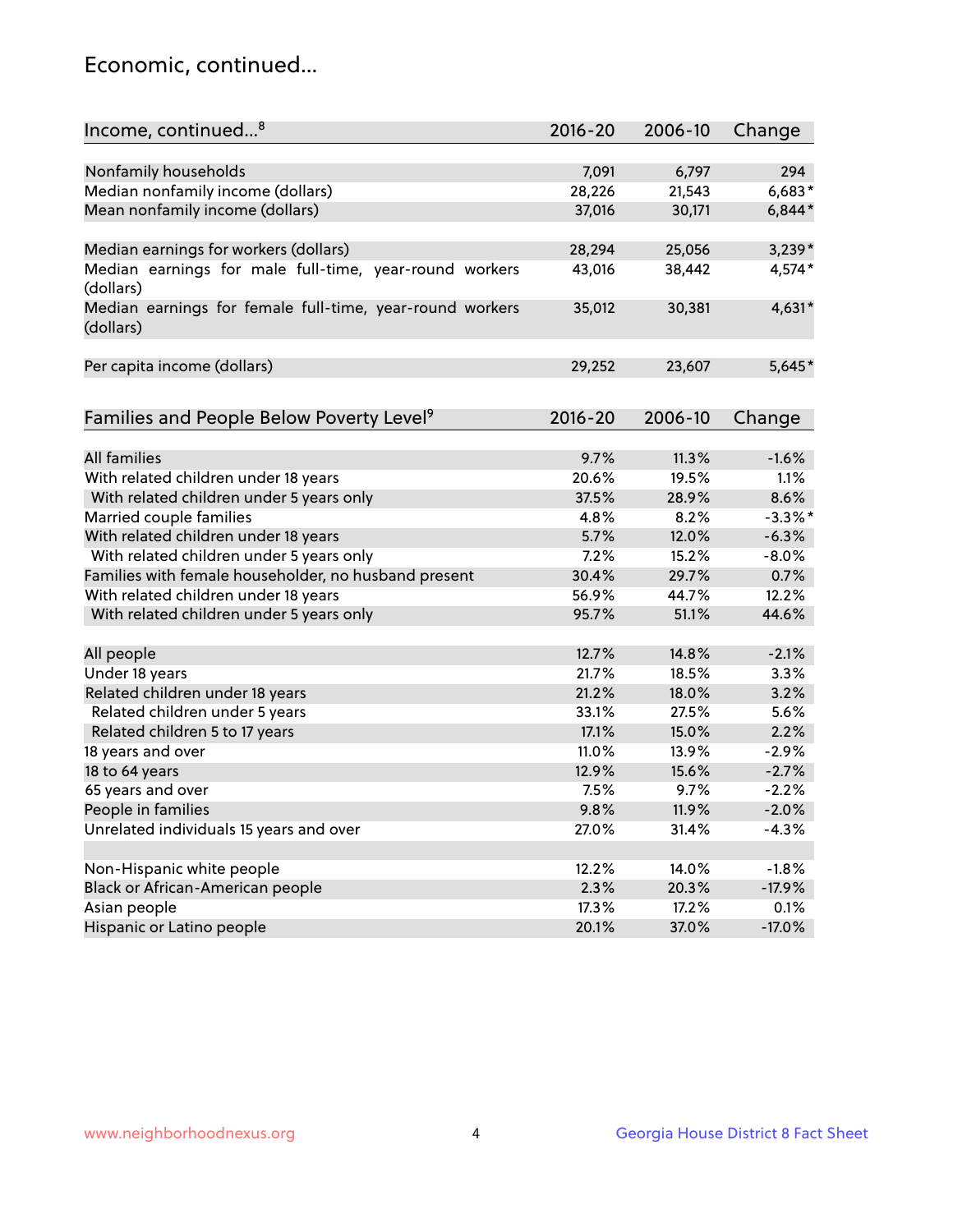## Economic, continued...

| Income, continued...[8] | 2016-20 | 2006-10 | Change |
|---|---|---|---|
| Nonfamily households | 7,091 | 6,797 | 294 |
| Median nonfamily income (dollars) | 28,226 | 21,543 | 6,683* |
| Mean nonfamily income (dollars) | 37,016 | 30,171 | 6,844* |
| Median earnings for workers (dollars) | 28,294 | 25,056 | 3,239* |
| Median earnings for male full-time, year-round workers (dollars) | 43,016 | 38,442 | 4,574* |
| Median earnings for female full-time, year-round workers (dollars) | 35,012 | 30,381 | 4,631* |
| Per capita income (dollars) | 29,252 | 23,607 | 5,645* |

| Families and People Below Poverty Level[9] | 2016-20 | 2006-10 | Change |
|---|---|---|---|
| All families | 9.7% | 11.3% | -1.6% |
| With related children under 18 years | 20.6% | 19.5% | 1.1% |
| With related children under 5 years only | 37.5% | 28.9% | 8.6% |
| Married couple families | 4.8% | 8.2% | -3.3%* |
| With related children under 18 years | 5.7% | 12.0% | -6.3% |
| With related children under 5 years only | 7.2% | 15.2% | -8.0% |
| Families with female householder, no husband present | 30.4% | 29.7% | 0.7% |
| With related children under 18 years | 56.9% | 44.7% | 12.2% |
| With related children under 5 years only | 95.7% | 51.1% | 44.6% |
| All people | 12.7% | 14.8% | -2.1% |
| Under 18 years | 21.7% | 18.5% | 3.3% |
| Related children under 18 years | 21.2% | 18.0% | 3.2% |
| Related children under 5 years | 33.1% | 27.5% | 5.6% |
| Related children 5 to 17 years | 17.1% | 15.0% | 2.2% |
| 18 years and over | 11.0% | 13.9% | -2.9% |
| 18 to 64 years | 12.9% | 15.6% | -2.7% |
| 65 years and over | 7.5% | 9.7% | -2.2% |
| People in families | 9.8% | 11.9% | -2.0% |
| Unrelated individuals 15 years and over | 27.0% | 31.4% | -4.3% |
| Non-Hispanic white people | 12.2% | 14.0% | -1.8% |
| Black or African-American people | 2.3% | 20.3% | -17.9% |
| Asian people | 17.3% | 17.2% | 0.1% |
| Hispanic or Latino people | 20.1% | 37.0% | -17.0% |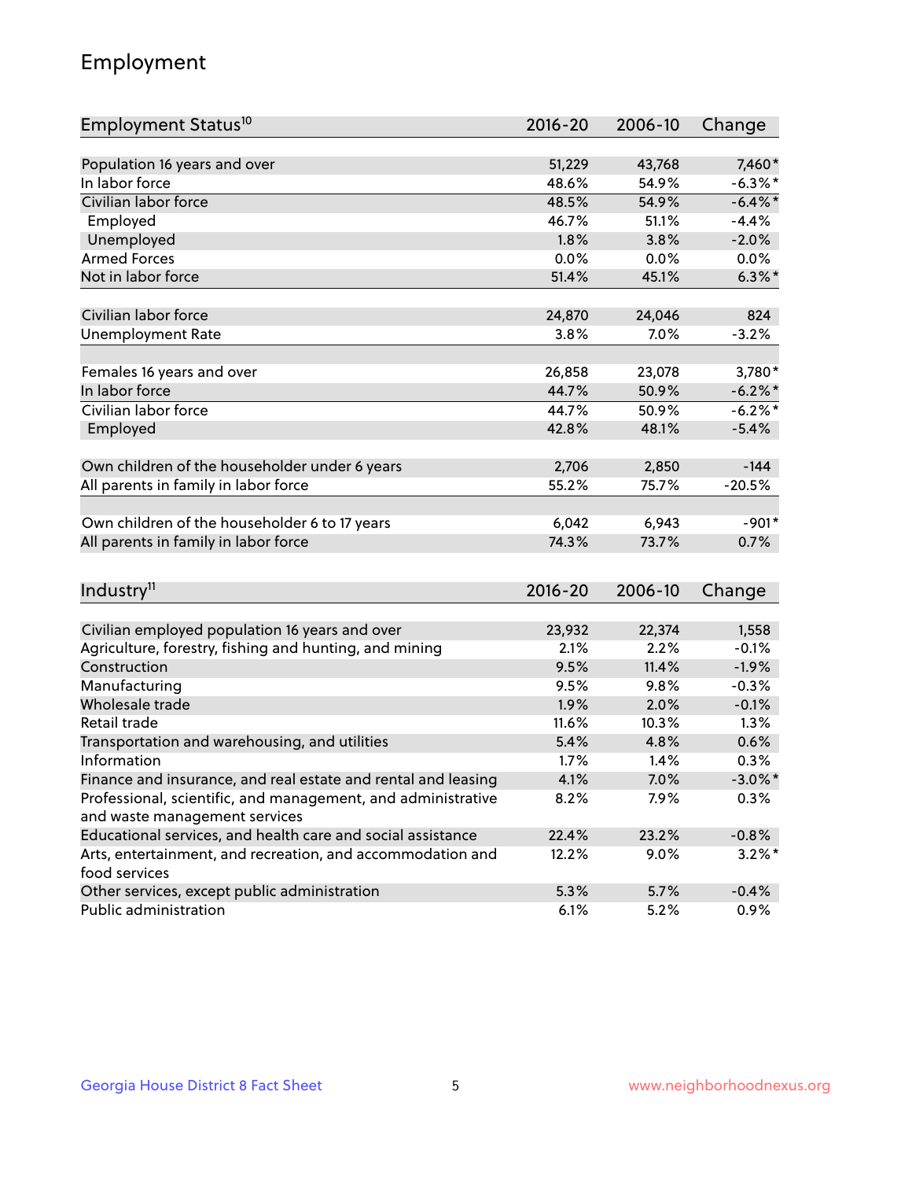## Employment

| Employment Status[10] | 2016-20 | 2006-10 | Change |
|---|---|---|---|
| Population 16 years and over | 51,229 | 43,768 | 7,460* |
| In labor force | 48.6% | 54.9% | -6.3%* |
| Civilian labor force | 48.5% | 54.9% | -6.4%* |
| Employed | 46.7% | 51.1% | -4.4% |
| Unemployed | 1.8% | 3.8% | -2.0% |
| Armed Forces | 0.0% | 0.0% | 0.0% |
| Not in labor force | 51.4% | 45.1% | 6.3%* |
| | | | |
| Civilian labor force | 24,870 | 24,046 | 824 |
| Unemployment Rate | 3.8% | 7.0% | -3.2% |
| | | | |
| Females 16 years and over | 26,858 | 23,078 | 3,780* |
| In labor force | 44.7% | 50.9% | -6.2%* |
| Civilian labor force | 44.7% | 50.9% | -6.2%* |
| Employed | 42.8% | 48.1% | -5.4% |
| | | | |
| Own children of the householder under 6 years | 2,706 | 2,850 | -144 |
| All parents in family in labor force | 55.2% | 75.7% | -20.5% |
| | | | |
| Own children of the householder 6 to 17 years | 6,042 | 6,943 | -901* |
| All parents in family in labor force | 74.3% | 73.7% | 0.7% |

| Industry[11] | 2016-20 | 2006-10 | Change |
|---|---|---|---|
| Civilian employed population 16 years and over | 23,932 | 22,374 | 1,558 |
| Agriculture, forestry, fishing and hunting, and mining | 2.1% | 2.2% | -0.1% |
| Construction | 9.5% | 11.4% | -1.9% |
| Manufacturing | 9.5% | 9.8% | -0.3% |
| Wholesale trade | 1.9% | 2.0% | -0.1% |
| Retail trade | 11.6% | 10.3% | 1.3% |
| Transportation and warehousing, and utilities | 5.4% | 4.8% | 0.6% |
| Information | 1.7% | 1.4% | 0.3% |
| Finance and insurance, and real estate and rental and leasing | 4.1% | 7.0% | -3.0%* |
| Professional, scientific, and management, and administrative and waste management services | 8.2% | 7.9% | 0.3% |
| Educational services, and health care and social assistance | 22.4% | 23.2% | -0.8% |
| Arts, entertainment, and recreation, and accommodation and food services | 12.2% | 9.0% | 3.2%* |
| Other services, except public administration | 5.3% | 5.7% | -0.4% |
| Public administration | 6.1% | 5.2% | 0.9% |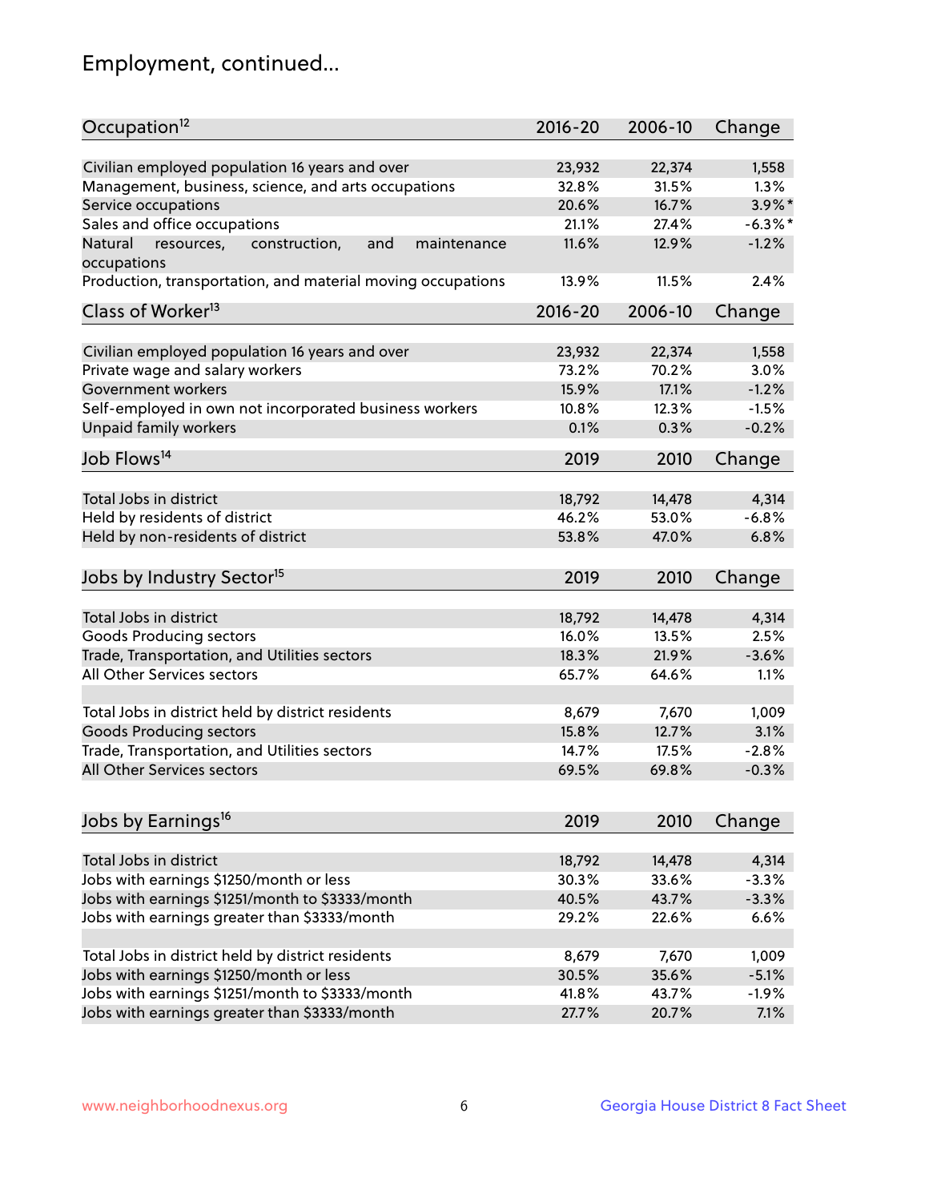## Employment, continued...

| Occupation[12] | 2016-20 | 2006-10 | Change |
|---|---|---|---|
| Civilian employed population 16 years and over | 23,932 | 22,374 | 1,558 |
| Management, business, science, and arts occupations | 32.8% | 31.5% | 1.3% |
| Service occupations | 20.6% | 16.7% | 3.9%* |
| Sales and office occupations | 21.1% | 27.4% | -6.3%* |
| Natural resources, construction, and maintenance occupations | 11.6% | 12.9% | -1.2% |
| Production, transportation, and material moving occupations | 13.9% | 11.5% | 2.4% |

| Class of Worker[13] | 2016-20 | 2006-10 | Change |
|---|---|---|---|
| Civilian employed population 16 years and over | 23,932 | 22,374 | 1,558 |
| Private wage and salary workers | 73.2% | 70.2% | 3.0% |
| Government workers | 15.9% | 17.1% | -1.2% |
| Self-employed in own not incorporated business workers | 10.8% | 12.3% | -1.5% |
| Unpaid family workers | 0.1% | 0.3% | -0.2% |

| Job Flows[14] | 2019 | 2010 | Change |
|---|---|---|---|
| Total Jobs in district | 18,792 | 14,478 | 4,314 |
| Held by residents of district | 46.2% | 53.0% | -6.8% |
| Held by non-residents of district | 53.8% | 47.0% | 6.8% |

| Jobs by Industry Sector[15] | 2019 | 2010 | Change |
|---|---|---|---|
| Total Jobs in district | 18,792 | 14,478 | 4,314 |
| Goods Producing sectors | 16.0% | 13.5% | 2.5% |
| Trade, Transportation, and Utilities sectors | 18.3% | 21.9% | -3.6% |
| All Other Services sectors | 65.7% | 64.6% | 1.1% |
| | | | |
| Total Jobs in district held by district residents | 8,679 | 7,670 | 1,009 |
| Goods Producing sectors | 15.8% | 12.7% | 3.1% |
| Trade, Transportation, and Utilities sectors | 14.7% | 17.5% | -2.8% |
| All Other Services sectors | 69.5% | 69.8% | -0.3% |

| Jobs by Earnings[16] | 2019 | 2010 | Change |
|---|---|---|---|
| Total Jobs in district | 18,792 | 14,478 | 4,314 |
| Jobs with earnings $1250/month or less | 30.3% | 33.6% | -3.3% |
| Jobs with earnings $1251/month to $3333/month | 40.5% | 43.7% | -3.3% |
| Jobs with earnings greater than $3333/month | 29.2% | 22.6% | 6.6% |
| | | | |
| Total Jobs in district held by district residents | 8,679 | 7,670 | 1,009 |
| Jobs with earnings $1250/month or less | 30.5% | 35.6% | -5.1% |
| Jobs with earnings $1251/month to $3333/month | 41.8% | 43.7% | -1.9% |
| Jobs with earnings greater than $3333/month | 27.7% | 20.7% | 7.1% |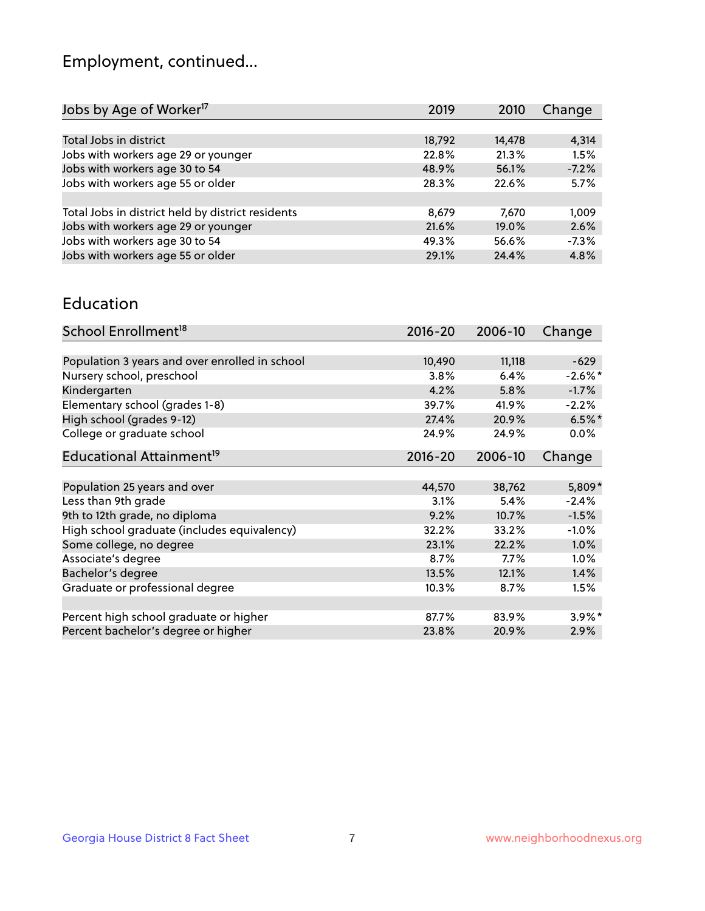## Employment, continued...

| Jobs by Age of Worker[17] | 2019 | 2010 | Change |
|---|---|---|---|
| Total Jobs in district | 18,792 | 14,478 | 4,314 |
| Jobs with workers age 29 or younger | 22.8% | 21.3% | 1.5% |
| Jobs with workers age 30 to 54 | 48.9% | 56.1% | -7.2% |
| Jobs with workers age 55 or older | 28.3% | 22.6% | 5.7% |
| | | | |
| Total Jobs in district held by district residents | 8,679 | 7,670 | 1,009 |
| Jobs with workers age 29 or younger | 21.6% | 19.0% | 2.6% |
| Jobs with workers age 30 to 54 | 49.3% | 56.6% | -7.3% |
| Jobs with workers age 55 or older | 29.1% | 24.4% | 4.8% |

## Education

| School Enrollment[18] | 2016-20 | 2006-10 | Change |
|---|---|---|---|
| Population 3 years and over enrolled in school | 10,490 | 11,118 | -629 |
| Nursery school, preschool | 3.8% | 6.4% | -2.6%* |
| Kindergarten | 4.2% | 5.8% | -1.7% |
| Elementary school (grades 1-8) | 39.7% | 41.9% | -2.2% |
| High school (grades 9-12) | 27.4% | 20.9% | 6.5%* |
| College or graduate school | 24.9% | 24.9% | 0.0% |

| Educational Attainment[19] | 2016-20 | 2006-10 | Change |
|---|---|---|---|
| Population 25 years and over | 44,570 | 38,762 | 5,809* |
| Less than 9th grade | 3.1% | 5.4% | -2.4% |
| 9th to 12th grade, no diploma | 9.2% | 10.7% | -1.5% |
| High school graduate (includes equivalency) | 32.2% | 33.2% | -1.0% |
| Some college, no degree | 23.1% | 22.2% | 1.0% |
| Associate's degree | 8.7% | 7.7% | 1.0% |
| Bachelor's degree | 13.5% | 12.1% | 1.4% |
| Graduate or professional degree | 10.3% | 8.7% | 1.5% |
| | | | |
| Percent high school graduate or higher | 87.7% | 83.9% | 3.9%* |
| Percent bachelor's degree or higher | 23.8% | 20.9% | 2.9% |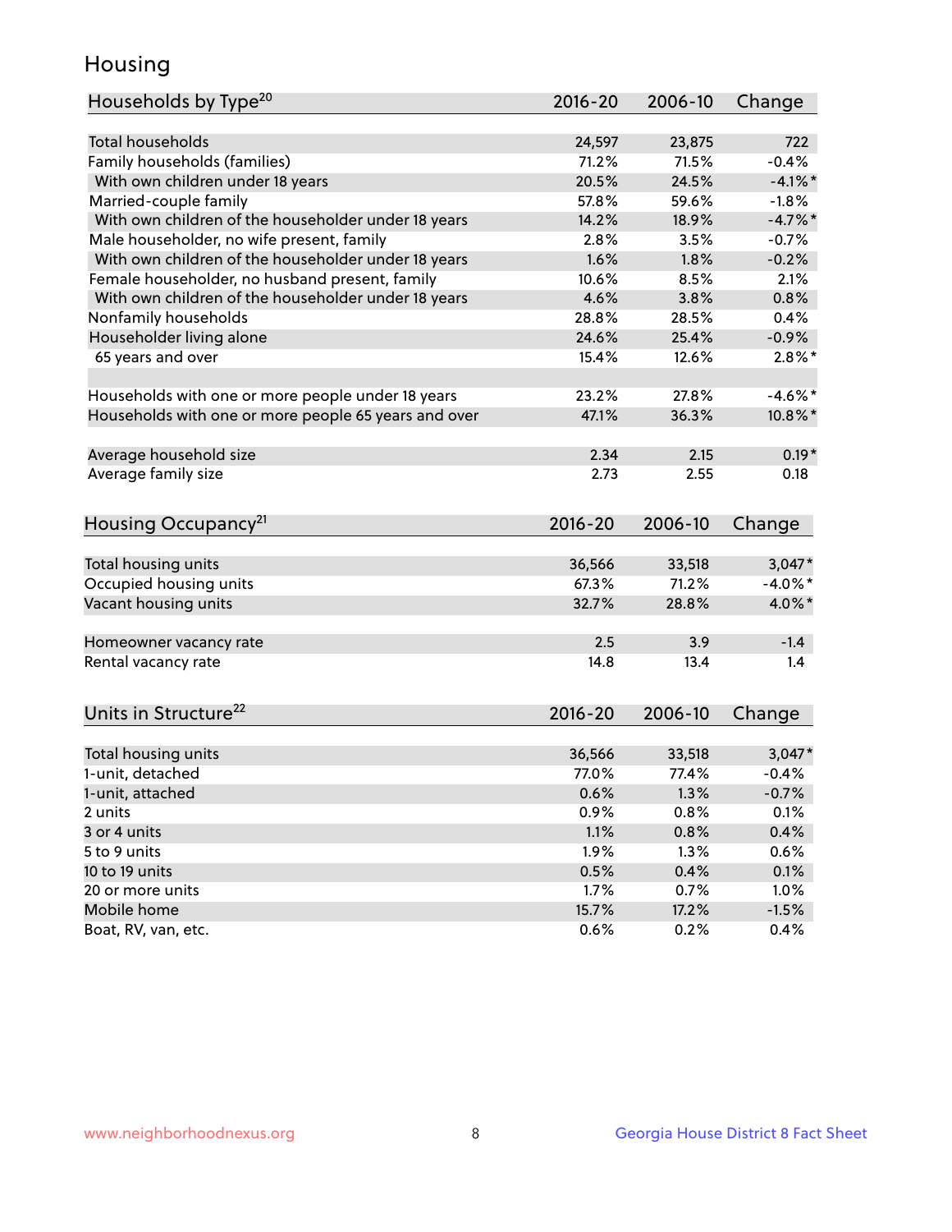# Housing

| Households by Type[20] | 2016-20 | 2006-10 | Change |
|---|---|---|---|
| Total households | 24,597 | 23,875 | 722 |
| Family households (families) | 71.2% | 71.5% | -0.4% |
| With own children under 18 years | 20.5% | 24.5% | -4.1%* |
| Married-couple family | 57.8% | 59.6% | -1.8% |
| With own children of the householder under 18 years | 14.2% | 18.9% | -4.7%* |
| Male householder, no wife present, family | 2.8% | 3.5% | -0.7% |
| With own children of the householder under 18 years | 1.6% | 1.8% | -0.2% |
| Female householder, no husband present, family | 10.6% | 8.5% | 2.1% |
| With own children of the householder under 18 years | 4.6% | 3.8% | 0.8% |
| Nonfamily households | 28.8% | 28.5% | 0.4% |
| Householder living alone | 24.6% | 25.4% | -0.9% |
| 65 years and over | 15.4% | 12.6% | 2.8%* |
| | | | |
| Households with one or more people under 18 years | 23.2% | 27.8% | -4.6%* |
| Households with one or more people 65 years and over | 47.1% | 36.3% | 10.8%* |
| | | | |
| Average household size | 2.34 | 2.15 | 0.19* |
| Average family size | 2.73 | 2.55 | 0.18 |

| Housing Occupancy[21] | 2016-20 | 2006-10 | Change |
|---|---|---|---|
| Total housing units | 36,566 | 33,518 | 3,047* |
| Occupied housing units | 67.3% | 71.2% | -4.0%* |
| Vacant housing units | 32.7% | 28.8% | 4.0%* |
| | | | |
| Homeowner vacancy rate | 2.5 | 3.9 | -1.4 |
| Rental vacancy rate | 14.8 | 13.4 | 1.4 |

| Units in Structure[22] | 2016-20 | 2006-10 | Change |
|---|---|---|---|
| Total housing units | 36,566 | 33,518 | 3,047* |
| 1-unit, detached | 77.0% | 77.4% | -0.4% |
| 1-unit, attached | 0.6% | 1.3% | -0.7% |
| 2 units | 0.9% | 0.8% | 0.1% |
| 3 or 4 units | 1.1% | 0.8% | 0.4% |
| 5 to 9 units | 1.9% | 1.3% | 0.6% |
| 10 to 19 units | 0.5% | 0.4% | 0.1% |
| 20 or more units | 1.7% | 0.7% | 1.0% |
| Mobile home | 15.7% | 17.2% | -1.5% |
| Boat, RV, van, etc. | 0.6% | 0.2% | 0.4% |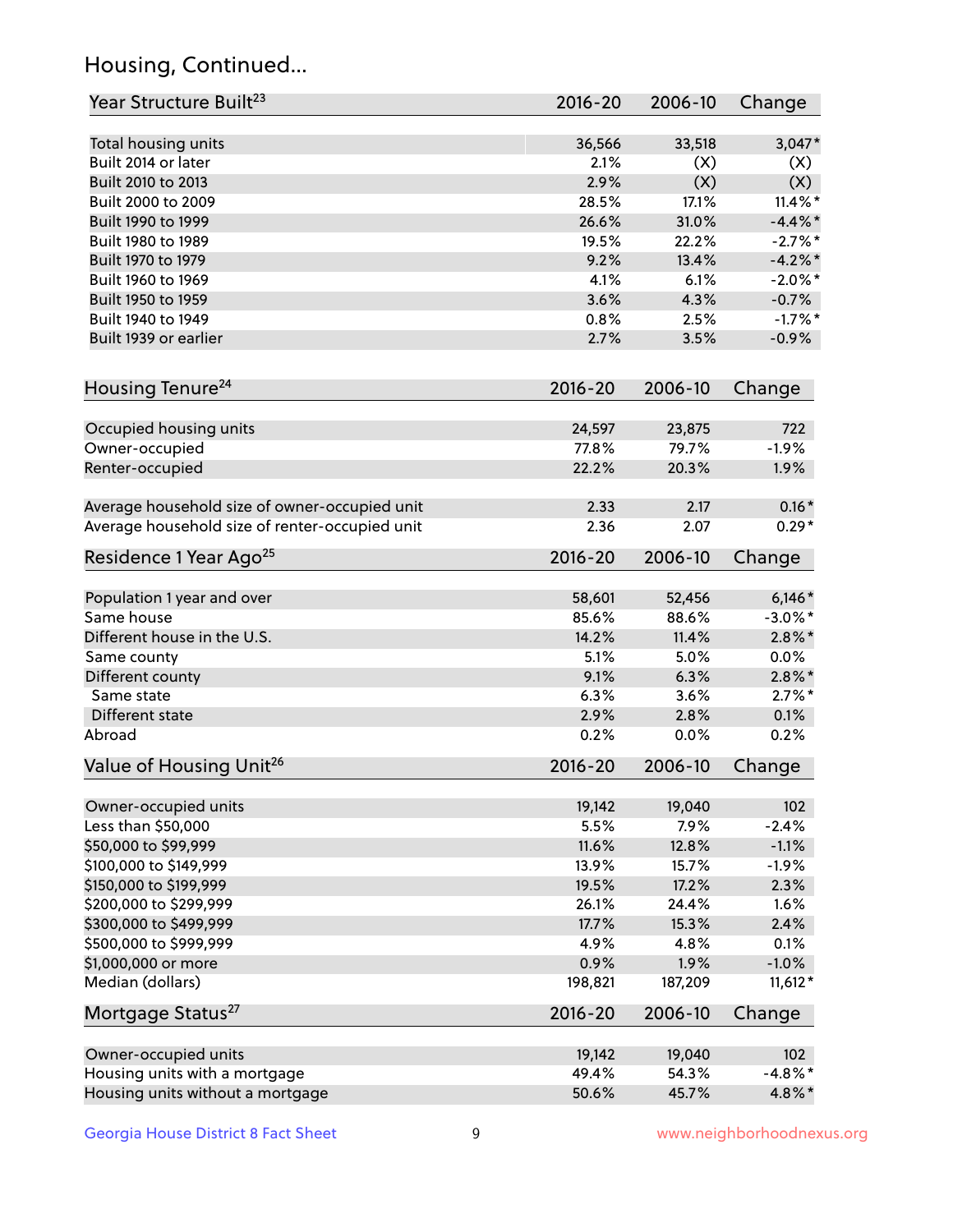## Housing, Continued...

| Year Structure Built[23] | 2016-20 | 2006-10 | Change |
|---|---|---|---|
| Total housing units | 36,566 | 33,518 | 3,047* |
| Built 2014 or later | 2.1% | (X) | (X) |
| Built 2010 to 2013 | 2.9% | (X) | (X) |
| Built 2000 to 2009 | 28.5% | 17.1% | 11.4%* |
| Built 1990 to 1999 | 26.6% | 31.0% | -4.4%* |
| Built 1980 to 1989 | 19.5% | 22.2% | -2.7%* |
| Built 1970 to 1979 | 9.2% | 13.4% | -4.2%* |
| Built 1960 to 1969 | 4.1% | 6.1% | -2.0%* |
| Built 1950 to 1959 | 3.6% | 4.3% | -0.7% |
| Built 1940 to 1949 | 0.8% | 2.5% | -1.7%* |
| Built 1939 or earlier | 2.7% | 3.5% | -0.9% |

| Housing Tenure[24] | 2016-20 | 2006-10 | Change |
|---|---|---|---|
| Occupied housing units | 24,597 | 23,875 | 722 |
| Owner-occupied | 77.8% | 79.7% | -1.9% |
| Renter-occupied | 22.2% | 20.3% | 1.9% |
| Average household size of owner-occupied unit | 2.33 | 2.17 | 0.16* |
| Average household size of renter-occupied unit | 2.36 | 2.07 | 0.29* |

| Residence 1 Year Ago[25] | 2016-20 | 2006-10 | Change |
|---|---|---|---|
| Population 1 year and over | 58,601 | 52,456 | 6,146* |
| Same house | 85.6% | 88.6% | -3.0%* |
| Different house in the U.S. | 14.2% | 11.4% | 2.8%* |
| Same county | 5.1% | 5.0% | 0.0% |
| Different county | 9.1% | 6.3% | 2.8%* |
| Same state | 6.3% | 3.6% | 2.7%* |
| Different state | 2.9% | 2.8% | 0.1% |
| Abroad | 0.2% | 0.0% | 0.2% |

| Value of Housing Unit[26] | 2016-20 | 2006-10 | Change |
|---|---|---|---|
| Owner-occupied units | 19,142 | 19,040 | 102 |
| Less than $50,000 | 5.5% | 7.9% | -2.4% |
| $50,000 to $99,999 | 11.6% | 12.8% | -1.1% |
| $100,000 to $149,999 | 13.9% | 15.7% | -1.9% |
| $150,000 to $199,999 | 19.5% | 17.2% | 2.3% |
| $200,000 to $299,999 | 26.1% | 24.4% | 1.6% |
| $300,000 to $499,999 | 17.7% | 15.3% | 2.4% |
| $500,000 to $999,999 | 4.9% | 4.8% | 0.1% |
| $1,000,000 or more | 0.9% | 1.9% | -1.0% |
| Median (dollars) | 198,821 | 187,209 | 11,612* |

| Mortgage Status[27] | 2016-20 | 2006-10 | Change |
|---|---|---|---|
| Owner-occupied units | 19,142 | 19,040 | 102 |
| Housing units with a mortgage | 49.4% | 54.3% | -4.8%* |
| Housing units without a mortgage | 50.6% | 45.7% | 4.8%* |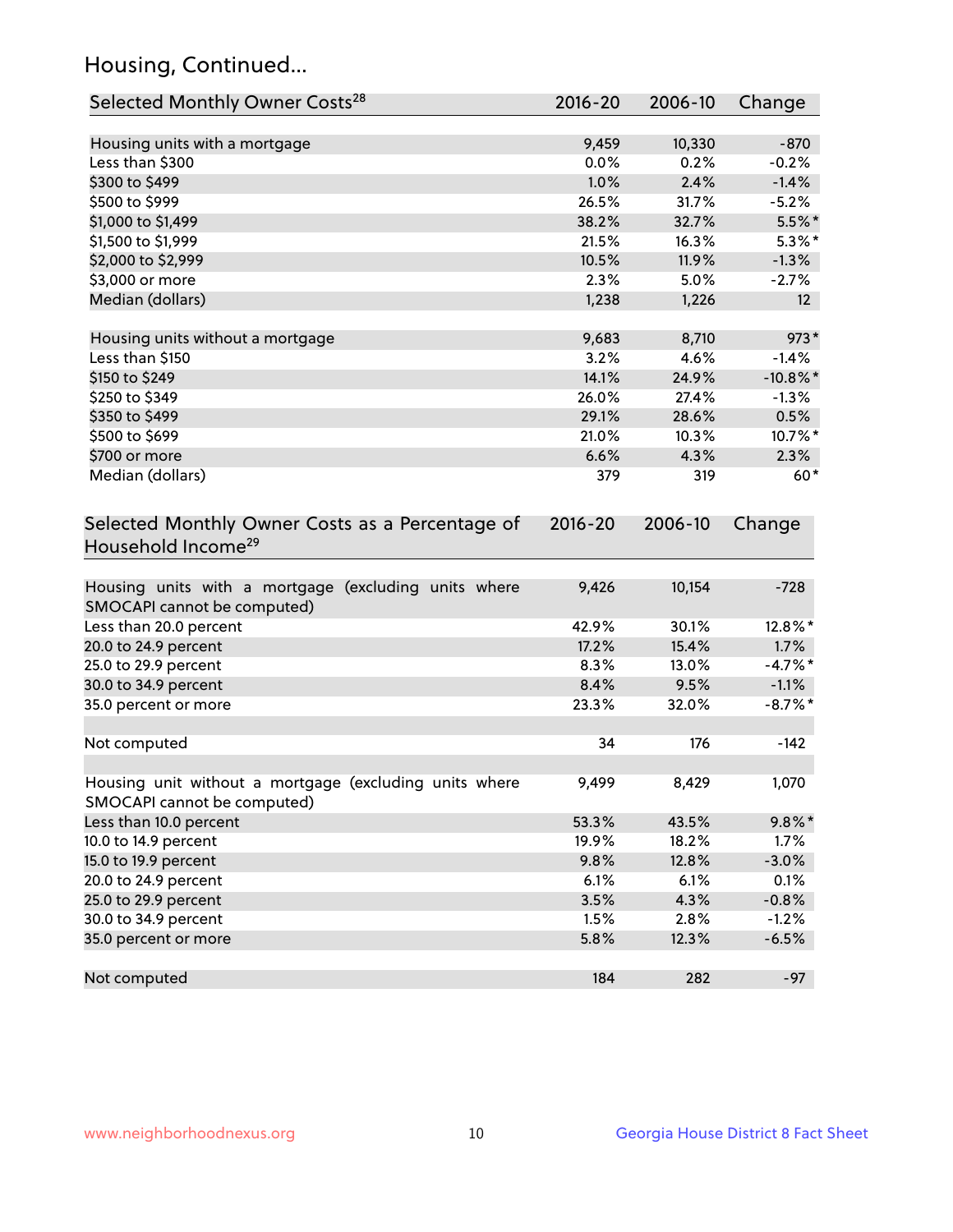## Housing, Continued...

| Selected Monthly Owner Costs[28] | 2016-20 | 2006-10 | Change |
|---|---|---|---|
| Housing units with a mortgage | 9,459 | 10,330 | -870 |
| Less than $300 | 0.0% | 0.2% | -0.2% |
| $300 to $499 | 1.0% | 2.4% | -1.4% |
| $500 to $999 | 26.5% | 31.7% | -5.2% |
| $1,000 to $1,499 | 38.2% | 32.7% | 5.5%* |
| $1,500 to $1,999 | 21.5% | 16.3% | 5.3%* |
| $2,000 to $2,999 | 10.5% | 11.9% | -1.3% |
| $3,000 or more | 2.3% | 5.0% | -2.7% |
| Median (dollars) | 1,238 | 1,226 | 12 |
| | | | |
| Housing units without a mortgage | 9,683 | 8,710 | 973* |
| Less than $150 | 3.2% | 4.6% | -1.4% |
| $150 to $249 | 14.1% | 24.9% | -10.8%* |
| $250 to $349 | 26.0% | 27.4% | -1.3% |
| $350 to $499 | 29.1% | 28.6% | 0.5% |
| $500 to $699 | 21.0% | 10.3% | 10.7%* |
| $700 or more | 6.6% | 4.3% | 2.3% |
| Median (dollars) | 379 | 319 | 60* |

| Selected Monthly Owner Costs as a Percentage of Household Income[29] | 2016-20 | 2006-10 | Change |
|---|---|---|---|
| Housing units with a mortgage (excluding units where SMOCAPI cannot be computed) | 9,426 | 10,154 | -728 |
| Less than 20.0 percent | 42.9% | 30.1% | 12.8%* |
| 20.0 to 24.9 percent | 17.2% | 15.4% | 1.7% |
| 25.0 to 29.9 percent | 8.3% | 13.0% | -4.7%* |
| 30.0 to 34.9 percent | 8.4% | 9.5% | -1.1% |
| 35.0 percent or more | 23.3% | 32.0% | -8.7%* |
| | | | |
| Not computed | 34 | 176 | -142 |
| | | | |
| Housing unit without a mortgage (excluding units where SMOCAPI cannot be computed) | 9,499 | 8,429 | 1,070 |
| Less than 10.0 percent | 53.3% | 43.5% | 9.8%* |
| 10.0 to 14.9 percent | 19.9% | 18.2% | 1.7% |
| 15.0 to 19.9 percent | 9.8% | 12.8% | -3.0% |
| 20.0 to 24.9 percent | 6.1% | 6.1% | 0.1% |
| 25.0 to 29.9 percent | 3.5% | 4.3% | -0.8% |
| 30.0 to 34.9 percent | 1.5% | 2.8% | -1.2% |
| 35.0 percent or more | 5.8% | 12.3% | -6.5% |
| | | | |
| Not computed | 184 | 282 | -97 |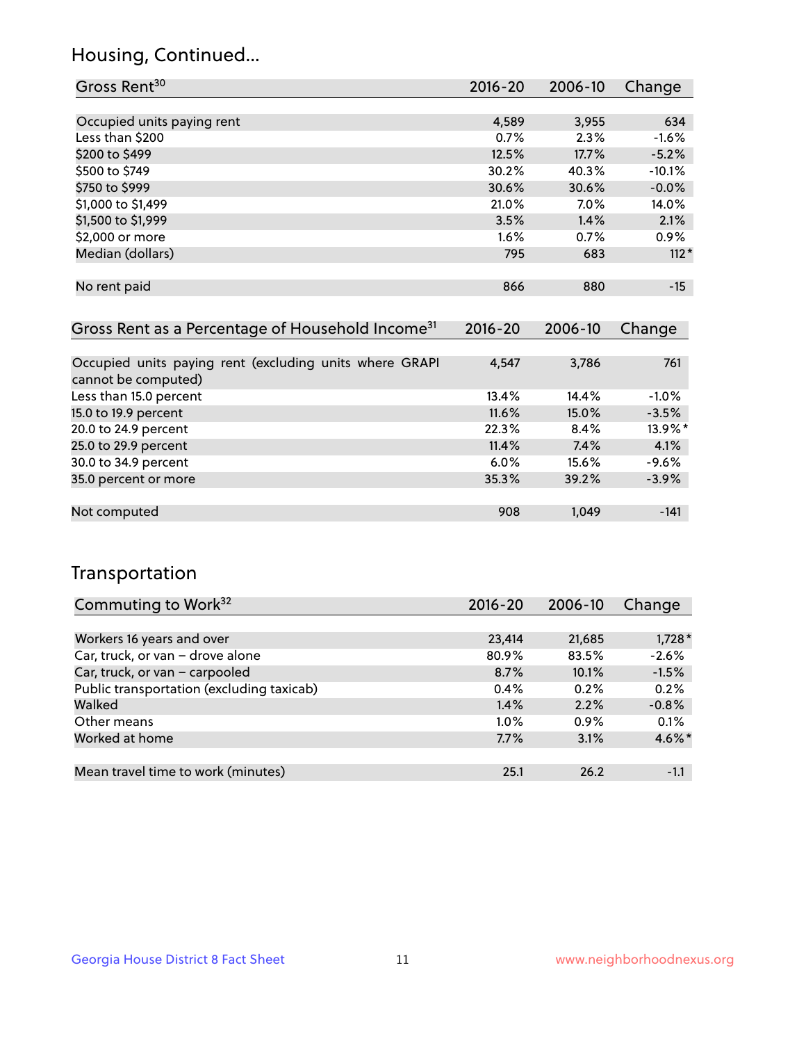## Housing, Continued...

| Gross Rent[30] | 2016-20 | 2006-10 | Change |
|---|---|---|---|
| Occupied units paying rent | 4,589 | 3,955 | 634 |
| Less than $200 | 0.7% | 2.3% | -1.6% |
| $200 to $499 | 12.5% | 17.7% | -5.2% |
| $500 to $749 | 30.2% | 40.3% | -10.1% |
| $750 to $999 | 30.6% | 30.6% | -0.0% |
| $1,000 to $1,499 | 21.0% | 7.0% | 14.0% |
| $1,500 to $1,999 | 3.5% | 1.4% | 2.1% |
| $2,000 or more | 1.6% | 0.7% | 0.9% |
| Median (dollars) | 795 | 683 | 112* |
| No rent paid | 866 | 880 | -15 |

| Gross Rent as a Percentage of Household Income[31] | 2016-20 | 2006-10 | Change |
|---|---|---|---|
| Occupied units paying rent (excluding units where GRAPI cannot be computed) | 4,547 | 3,786 | 761 |
| Less than 15.0 percent | 13.4% | 14.4% | -1.0% |
| 15.0 to 19.9 percent | 11.6% | 15.0% | -3.5% |
| 20.0 to 24.9 percent | 22.3% | 8.4% | 13.9%* |
| 25.0 to 29.9 percent | 11.4% | 7.4% | 4.1% |
| 30.0 to 34.9 percent | 6.0% | 15.6% | -9.6% |
| 35.0 percent or more | 35.3% | 39.2% | -3.9% |
| Not computed | 908 | 1,049 | -141 |

## Transportation

| Commuting to Work[32] | 2016-20 | 2006-10 | Change |
|---|---|---|---|
| Workers 16 years and over | 23,414 | 21,685 | 1,728* |
| Car, truck, or van – drove alone | 80.9% | 83.5% | -2.6% |
| Car, truck, or van – carpooled | 8.7% | 10.1% | -1.5% |
| Public transportation (excluding taxicab) | 0.4% | 0.2% | 0.2% |
| Walked | 1.4% | 2.2% | -0.8% |
| Other means | 1.0% | 0.9% | 0.1% |
| Worked at home | 7.7% | 3.1% | 4.6%* |
| Mean travel time to work (minutes) | 25.1 | 26.2 | -1.1 |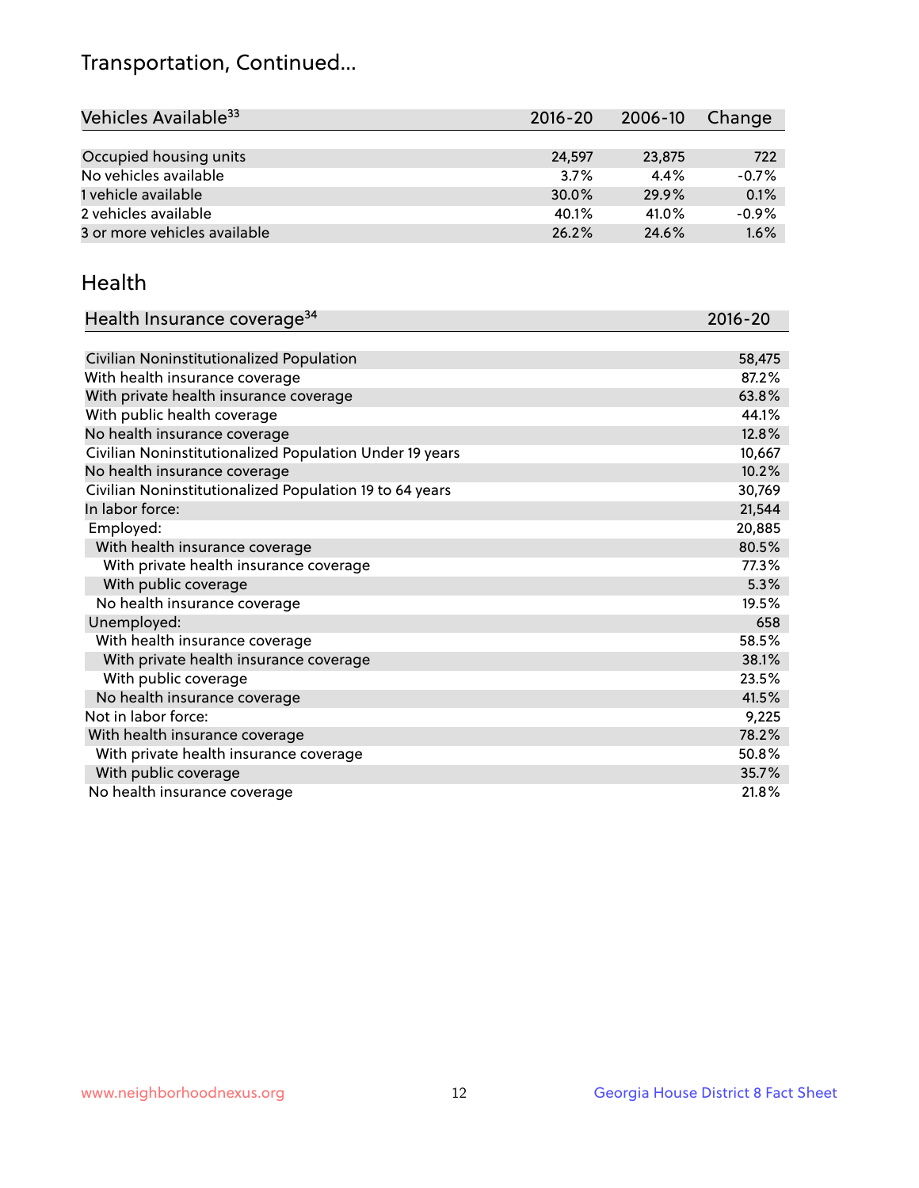## Transportation, Continued...

| Vehicles Available[33] | 2016-20 | 2006-10 | Change |
|---|---|---|---|
| Occupied housing units | 24,597 | 23,875 | 722 |
| No vehicles available | 3.7% | 4.4% | -0.7% |
| 1 vehicle available | 30.0% | 29.9% | 0.1% |
| 2 vehicles available | 40.1% | 41.0% | -0.9% |
| 3 or more vehicles available | 26.2% | 24.6% | 1.6% |

## Health

| Health Insurance coverage[34] | 2016-20 |
|---|---|
| Civilian Noninstitutionalized Population | 58,475 |
| With health insurance coverage | 87.2% |
| With private health insurance coverage | 63.8% |
| With public health coverage | 44.1% |
| No health insurance coverage | 12.8% |
| Civilian Noninstitutionalized Population Under 19 years | 10,667 |
| No health insurance coverage | 10.2% |
| Civilian Noninstitutionalized Population 19 to 64 years | 30,769 |
| In labor force: | 21,544 |
| Employed: | 20,885 |
| With health insurance coverage | 80.5% |
| With private health insurance coverage | 77.3% |
| With public coverage | 5.3% |
| No health insurance coverage | 19.5% |
| Unemployed: | 658 |
| With health insurance coverage | 58.5% |
| With private health insurance coverage | 38.1% |
| With public coverage | 23.5% |
| No health insurance coverage | 41.5% |
| Not in labor force: | 9,225 |
| With health insurance coverage | 78.2% |
| With private health insurance coverage | 50.8% |
| With public coverage | 35.7% |
| No health insurance coverage | 21.8% |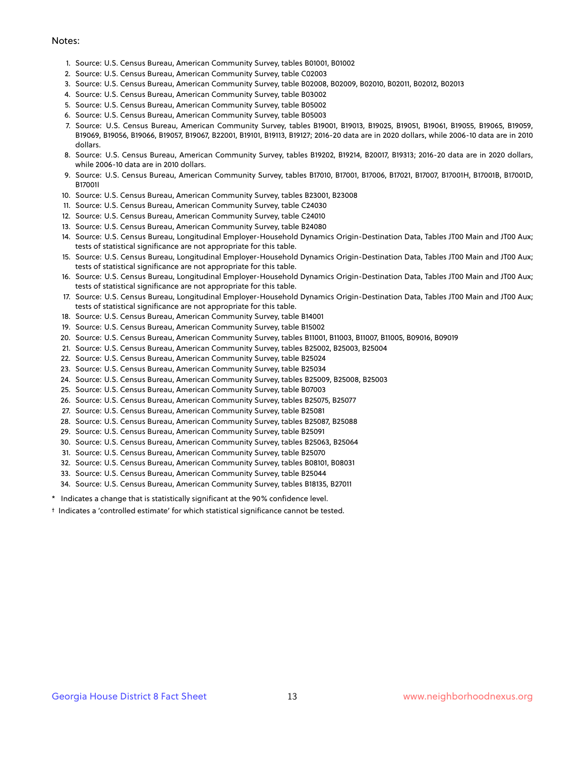Notes:

1. Source: U.S. Census Bureau, American Community Survey, tables B01001, B01002
2. Source: U.S. Census Bureau, American Community Survey, table C02003
3. Source: U.S. Census Bureau, American Community Survey, table B02008, B02009, B02010, B02011, B02012, B02013
4. Source: U.S. Census Bureau, American Community Survey, table B03002
5. Source: U.S. Census Bureau, American Community Survey, table B05002
6. Source: U.S. Census Bureau, American Community Survey, table B05003
7. Source: U.S. Census Bureau, American Community Survey, tables B19001, B19013, B19025, B19051, B19061, B19055, B19065, B19059, B19069, B19056, B19066, B19057, B19067, B22001, B19101, B19113, B19127; 2016-20 data are in 2020 dollars, while 2006-10 data are in 2010 dollars.
8. Source: U.S. Census Bureau, American Community Survey, tables B19202, B19214, B20017, B19313; 2016-20 data are in 2020 dollars, while 2006-10 data are in 2010 dollars.
9. Source: U.S. Census Bureau, American Community Survey, tables B17010, B17001, B17006, B17021, B17007, B17001H, B17001B, B17001D, B17001I
10. Source: U.S. Census Bureau, American Community Survey, tables B23001, B23008
11. Source: U.S. Census Bureau, American Community Survey, table C24030
12. Source: U.S. Census Bureau, American Community Survey, table C24010
13. Source: U.S. Census Bureau, American Community Survey, table B24080
14. Source: U.S. Census Bureau, Longitudinal Employer-Household Dynamics Origin-Destination Data, Tables JT00 Main and JT00 Aux; tests of statistical significance are not appropriate for this table.
15. Source: U.S. Census Bureau, Longitudinal Employer-Household Dynamics Origin-Destination Data, Tables JT00 Main and JT00 Aux; tests of statistical significance are not appropriate for this table.
16. Source: U.S. Census Bureau, Longitudinal Employer-Household Dynamics Origin-Destination Data, Tables JT00 Main and JT00 Aux; tests of statistical significance are not appropriate for this table.
17. Source: U.S. Census Bureau, Longitudinal Employer-Household Dynamics Origin-Destination Data, Tables JT00 Main and JT00 Aux; tests of statistical significance are not appropriate for this table.
18. Source: U.S. Census Bureau, American Community Survey, table B14001
19. Source: U.S. Census Bureau, American Community Survey, table B15002
20. Source: U.S. Census Bureau, American Community Survey, tables B11001, B11003, B11007, B11005, B09016, B09019
21. Source: U.S. Census Bureau, American Community Survey, tables B25002, B25003, B25004
22. Source: U.S. Census Bureau, American Community Survey, table B25024
23. Source: U.S. Census Bureau, American Community Survey, table B25034
24. Source: U.S. Census Bureau, American Community Survey, tables B25009, B25008, B25003
25. Source: U.S. Census Bureau, American Community Survey, table B07003
26. Source: U.S. Census Bureau, American Community Survey, tables B25075, B25077
27. Source: U.S. Census Bureau, American Community Survey, table B25081
28. Source: U.S. Census Bureau, American Community Survey, tables B25087, B25088
29. Source: U.S. Census Bureau, American Community Survey, table B25091
30. Source: U.S. Census Bureau, American Community Survey, tables B25063, B25064
31. Source: U.S. Census Bureau, American Community Survey, table B25070
32. Source: U.S. Census Bureau, American Community Survey, tables B08101, B08031
33. Source: U.S. Census Bureau, American Community Survey, table B25044
34. Source: U.S. Census Bureau, American Community Survey, tables B18135, B27011

\* Indicates a change that is statistically significant at the 90% confidence level.

† Indicates a 'controlled estimate' for which statistical significance cannot be tested.